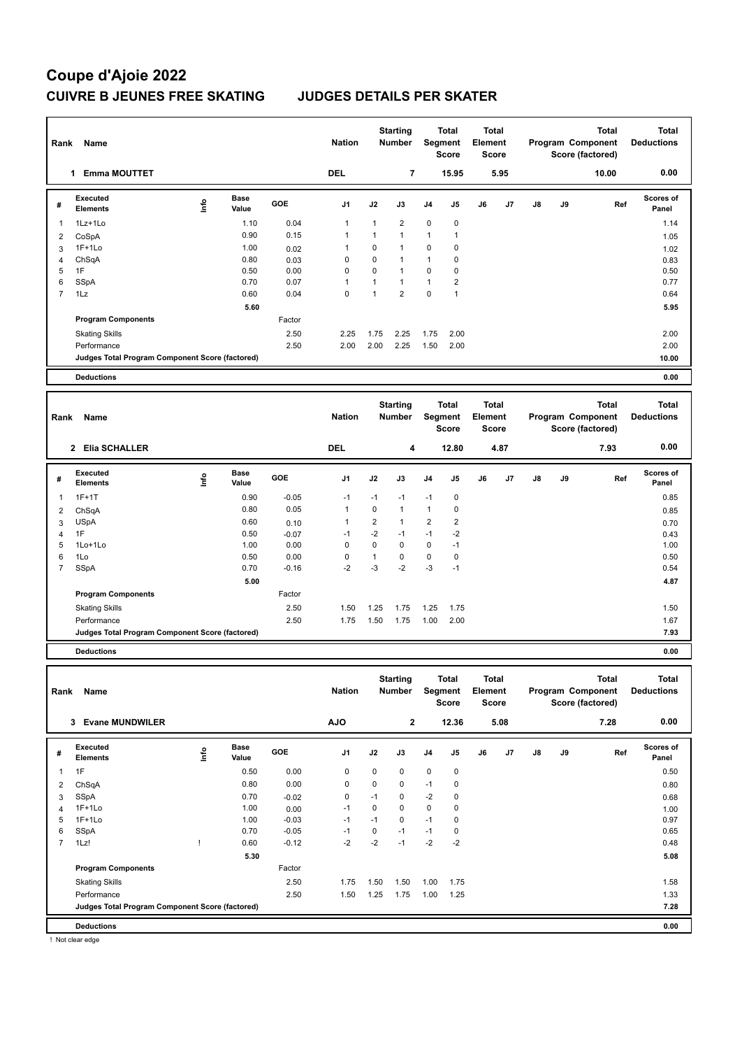# Coupe d'Ajoie 2022

## CUIVRE B JEUNES FREE SKATING JUDGES DETAILS PER SKATER

| Rank | Name | Nation | Starting Number | Total Segment Score | Total Element Score | Total Program Component Score (factored) | Total Deductions |
|---|---|---|---|---|---|---|---|
| 1 | Emma MOUTTET | DEL | 7 | 15.95 | 5.95 | 10.00 | 0.00 |

| # | Executed Elements | Info | Base Value | GOE | J1 | J2 | J3 | J4 | J5 | J6 | J7 | J8 | J9 | Ref | Scores of Panel |
|---|---|---|---|---|---|---|---|---|---|---|---|---|---|---|---|
| 1 | 1Lz+1Lo | | 1.10 | 0.04 | 1 | 1 | 2 | 0 | 0 | | | | | | 1.14 |
| 2 | CoSpA | | 0.90 | 0.15 | 1 | 1 | 1 | 1 | 1 | | | | | | 1.05 |
| 3 | 1F+1Lo | | 1.00 | 0.02 | 1 | 0 | 1 | 0 | 0 | | | | | | 1.02 |
| 4 | ChSqA | | 0.80 | 0.03 | 0 | 0 | 1 | 1 | 0 | | | | | | 0.83 |
| 5 | 1F | | 0.50 | 0.00 | 0 | 0 | 1 | 0 | 0 | | | | | | 0.50 |
| 6 | SSpA | | 0.70 | 0.07 | 1 | 1 | 1 | 1 | 2 | | | | | | 0.77 |
| 7 | 1Lz | | 0.60 | 0.04 | 0 | 1 | 2 | 0 | 1 | | | | | | 0.64 |
| | | | 5.60 | | | | | | | | | | | | 5.95 |
| | **Program Components** | | | Factor | | | | | | | | | | | |
| | Skating Skills | | | 2.50 | 2.25 | 1.75 | 2.25 | 1.75 | 2.00 | | | | | | 2.00 |
| | Performance | | | 2.50 | 2.00 | 2.00 | 2.25 | 1.50 | 2.00 | | | | | | 2.00 |
| | **Judges Total Program Component Score (factored)** | | | | | | | | | | | | | | 10.00 |
| | **Deductions** | | | | | | | | | | | | | | 0.00 |

| Rank | Name | Nation | Starting Number | Total Segment Score | Total Element Score | Total Program Component Score (factored) | Total Deductions |
|---|---|---|---|---|---|---|---|
| 2 | Elia SCHALLER | DEL | 4 | 12.80 | 4.87 | 7.93 | 0.00 |

| # | Executed Elements | Info | Base Value | GOE | J1 | J2 | J3 | J4 | J5 | J6 | J7 | J8 | J9 | Ref | Scores of Panel |
|---|---|---|---|---|---|---|---|---|---|---|---|---|---|---|---|
| 1 | 1F+1T | | 0.90 | -0.05 | -1 | -1 | -1 | -1 | 0 | | | | | | 0.85 |
| 2 | ChSqA | | 0.80 | 0.05 | 1 | 0 | 1 | 1 | 0 | | | | | | 0.85 |
| 3 | USpA | | 0.60 | 0.10 | 1 | 2 | 1 | 2 | 2 | | | | | | 0.70 |
| 4 | 1F | | 0.50 | -0.07 | -1 | -2 | -1 | -1 | -2 | | | | | | 0.43 |
| 5 | 1Lo+1Lo | | 1.00 | 0.00 | 0 | 0 | 0 | 0 | -1 | | | | | | 1.00 |
| 6 | 1Lo | | 0.50 | 0.00 | 0 | 1 | 0 | 0 | 0 | | | | | | 0.50 |
| 7 | SSpA | | 0.70 | -0.16 | -2 | -3 | -2 | -3 | -1 | | | | | | 0.54 |
| | | | 5.00 | | | | | | | | | | | | 4.87 |
| | **Program Components** | | | Factor | | | | | | | | | | | |
| | Skating Skills | | | 2.50 | 1.50 | 1.25 | 1.75 | 1.25 | 1.75 | | | | | | 1.50 |
| | Performance | | | 2.50 | 1.75 | 1.50 | 1.75 | 1.00 | 2.00 | | | | | | 1.67 |
| | **Judges Total Program Component Score (factored)** | | | | | | | | | | | | | | 7.93 |
| | **Deductions** | | | | | | | | | | | | | | 0.00 |

| Rank | Name | Nation | Starting Number | Total Segment Score | Total Element Score | Total Program Component Score (factored) | Total Deductions |
|---|---|---|---|---|---|---|---|
| 3 | Evane MUNDWILER | AJO | 2 | 12.36 | 5.08 | 7.28 | 0.00 |

| # | Executed Elements | Info | Base Value | GOE | J1 | J2 | J3 | J4 | J5 | J6 | J7 | J8 | J9 | Ref | Scores of Panel |
|---|---|---|---|---|---|---|---|---|---|---|---|---|---|---|---|
| 1 | 1F | | 0.50 | 0.00 | 0 | 0 | 0 | 0 | 0 | | | | | | 0.50 |
| 2 | ChSqA | | 0.80 | 0.00 | 0 | 0 | 0 | -1 | 0 | | | | | | 0.80 |
| 3 | SSpA | | 0.70 | -0.02 | 0 | -1 | 0 | -2 | 0 | | | | | | 0.68 |
| 4 | 1F+1Lo | | 1.00 | 0.00 | -1 | 0 | 0 | 0 | 0 | | | | | | 1.00 |
| 5 | 1F+1Lo | | 1.00 | -0.03 | -1 | -1 | 0 | -1 | 0 | | | | | | 0.97 |
| 6 | SSpA | | 0.70 | -0.05 | -1 | 0 | -1 | -1 | 0 | | | | | | 0.65 |
| 7 | 1Lz! | ! | 0.60 | -0.12 | -2 | -2 | -1 | -2 | -2 | | | | | | 0.48 |
| | | | 5.30 | | | | | | | | | | | | 5.08 |
| | **Program Components** | | | Factor | | | | | | | | | | | |
| | Skating Skills | | | 2.50 | 1.75 | 1.50 | 1.50 | 1.00 | 1.75 | | | | | | 1.58 |
| | Performance | | | 2.50 | 1.50 | 1.25 | 1.75 | 1.00 | 1.25 | | | | | | 1.33 |
| | **Judges Total Program Component Score (factored)** | | | | | | | | | | | | | | 7.28 |
| | **Deductions** | | | | | | | | | | | | | | 0.00 |

! Not clear edge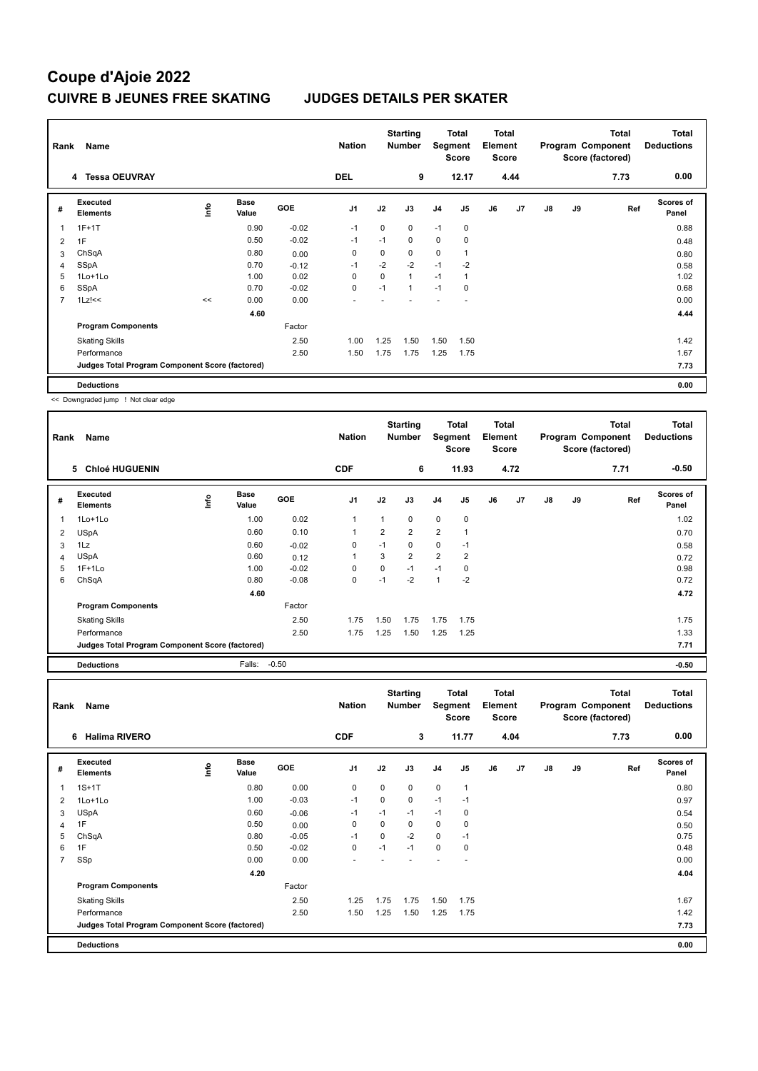# Coupe d'Ajoie 2022

## CUIVRE B JEUNES FREE SKATING JUDGES DETAILS PER SKATER

| Rank | Name | Nation | Starting Number | Total Segment Score | Total Element Score | Total Program Component Score (factored) | Total Deductions |
|---|---|---|---|---|---|---|---|
| 4 | Tessa OEUVRAY | DEL | 9 | 12.17 | 4.44 | 7.73 | 0.00 |

| # | Executed Elements | Info | Base Value | GOE | J1 | J2 | J3 | J4 | J5 | J6 | J7 | J8 | J9 | Ref | Scores of Panel |
|---|---|---|---|---|---|---|---|---|---|---|---|---|---|---|---|
| 1 | 1F+1T | | 0.90 | -0.02 | -1 | 0 | 0 | -1 | 0 | | | | | | 0.88 |
| 2 | 1F | | 0.50 | -0.02 | -1 | -1 | 0 | 0 | 0 | | | | | | 0.48 |
| 3 | ChSqA | | 0.80 | 0.00 | 0 | 0 | 0 | 0 | 1 | | | | | | 0.80 |
| 4 | SSpA | | 0.70 | -0.12 | -1 | -2 | -2 | -1 | -2 | | | | | | 0.58 |
| 5 | 1Lo+1Lo | | 1.00 | 0.02 | 0 | 0 | 1 | -1 | 1 | | | | | | 1.02 |
| 6 | SSpA | | 0.70 | -0.02 | 0 | -1 | 1 | -1 | 0 | | | | | | 0.68 |
| 7 | 1Lz!<< | << | 0.00 | 0.00 | - | - | - | - | - | | | | | | 0.00 |
| | | | 4.60 | | | | | | | | | | | | 4.44 |
| | **Program Components** | | | Factor | | | | | | | | | | | |
| | Skating Skills | | | 2.50 | 1.00 | 1.25 | 1.50 | 1.50 | 1.50 | | | | | | 1.42 |
| | Performance | | | 2.50 | 1.50 | 1.75 | 1.75 | 1.25 | 1.75 | | | | | | 1.67 |
| | **Judges Total Program Component Score (factored)** | | | | | | | | | | | | | | 7.73 |
| | **Deductions** | | | | | | | | | | | | | | 0.00 |

<< Downgraded jump ! Not clear edge

| Rank | Name | Nation | Starting Number | Total Segment Score | Total Element Score | Total Program Component Score (factored) | Total Deductions |
|---|---|---|---|---|---|---|---|
| 5 | Chloé HUGUENIN | CDF | 6 | 11.93 | 4.72 | 7.71 | -0.50 |

| # | Executed Elements | Info | Base Value | GOE | J1 | J2 | J3 | J4 | J5 | J6 | J7 | J8 | J9 | Ref | Scores of Panel |
|---|---|---|---|---|---|---|---|---|---|---|---|---|---|---|---|
| 1 | 1Lo+1Lo | | 1.00 | 0.02 | 1 | 1 | 0 | 0 | 0 | | | | | | 1.02 |
| 2 | USpA | | 0.60 | 0.10 | 1 | 2 | 2 | 2 | 1 | | | | | | 0.70 |
| 3 | 1Lz | | 0.60 | -0.02 | 0 | -1 | 0 | 0 | -1 | | | | | | 0.58 |
| 4 | USpA | | 0.60 | 0.12 | 1 | 3 | 2 | 2 | 2 | | | | | | 0.72 |
| 5 | 1F+1Lo | | 1.00 | -0.02 | 0 | 0 | -1 | -1 | 0 | | | | | | 0.98 |
| 6 | ChSqA | | 0.80 | -0.08 | 0 | -1 | -2 | 1 | -2 | | | | | | 0.72 |
| | | | 4.60 | | | | | | | | | | | | 4.72 |
| | **Program Components** | | | Factor | | | | | | | | | | | |
| | Skating Skills | | | 2.50 | 1.75 | 1.50 | 1.75 | 1.75 | 1.75 | | | | | | 1.75 |
| | Performance | | | 2.50 | 1.75 | 1.25 | 1.50 | 1.25 | 1.25 | | | | | | 1.33 |
| | **Judges Total Program Component Score (factored)** | | | | | | | | | | | | | | 7.71 |
| | **Deductions** | | Falls: | -0.50 | | | | | | | | | | | -0.50 |

| Rank | Name | Nation | Starting Number | Total Segment Score | Total Element Score | Total Program Component Score (factored) | Total Deductions |
|---|---|---|---|---|---|---|---|
| 6 | Halima RIVERO | CDF | 3 | 11.77 | 4.04 | 7.73 | 0.00 |

| # | Executed Elements | Info | Base Value | GOE | J1 | J2 | J3 | J4 | J5 | J6 | J7 | J8 | J9 | Ref | Scores of Panel |
|---|---|---|---|---|---|---|---|---|---|---|---|---|---|---|---|
| 1 | 1S+1T | | 0.80 | 0.00 | 0 | 0 | 0 | 0 | 1 | | | | | | 0.80 |
| 2 | 1Lo+1Lo | | 1.00 | -0.03 | -1 | 0 | 0 | -1 | -1 | | | | | | 0.97 |
| 3 | USpA | | 0.60 | -0.06 | -1 | -1 | -1 | -1 | 0 | | | | | | 0.54 |
| 4 | 1F | | 0.50 | 0.00 | 0 | 0 | 0 | 0 | 0 | | | | | | 0.50 |
| 5 | ChSqA | | 0.80 | -0.05 | -1 | 0 | -2 | 0 | -1 | | | | | | 0.75 |
| 6 | 1F | | 0.50 | -0.02 | 0 | -1 | -1 | 0 | 0 | | | | | | 0.48 |
| 7 | SSp | | 0.00 | 0.00 | - | - | - | - | - | | | | | | 0.00 |
| | | | 4.20 | | | | | | | | | | | | 4.04 |
| | **Program Components** | | | Factor | | | | | | | | | | | |
| | Skating Skills | | | 2.50 | 1.25 | 1.75 | 1.75 | 1.50 | 1.75 | | | | | | 1.67 |
| | Performance | | | 2.50 | 1.50 | 1.25 | 1.50 | 1.25 | 1.75 | | | | | | 1.42 |
| | **Judges Total Program Component Score (factored)** | | | | | | | | | | | | | | 7.73 |
| | **Deductions** | | | | | | | | | | | | | | 0.00 |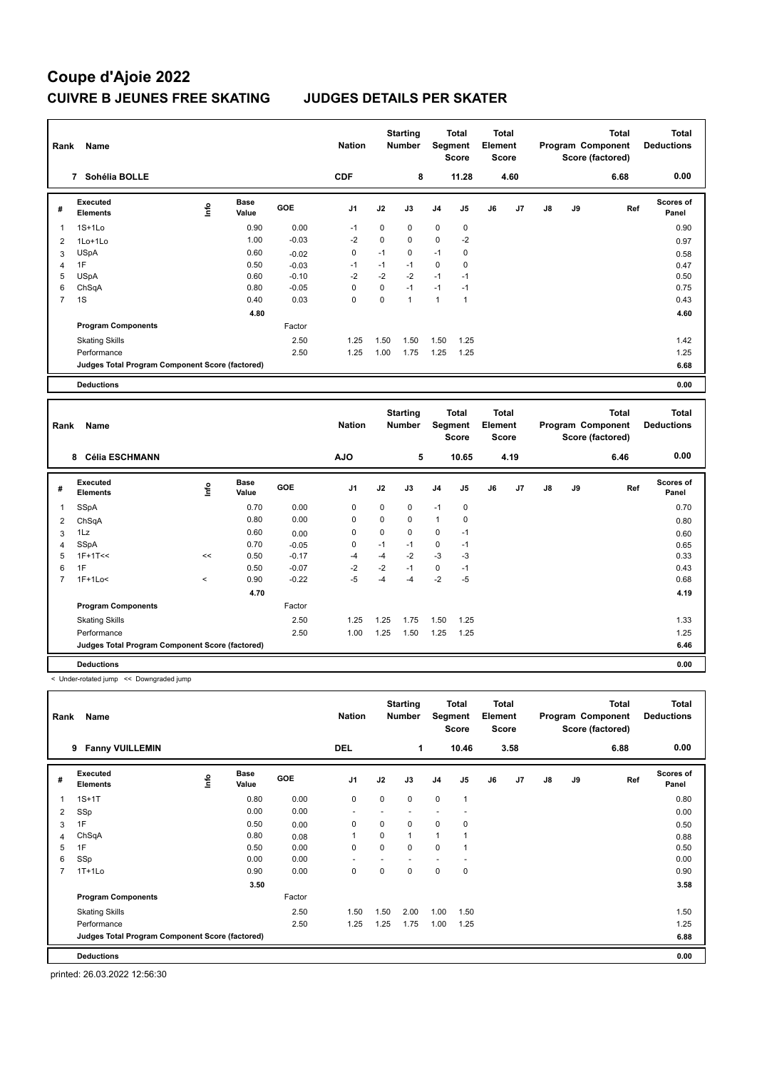# Coupe d'Ajoie 2022

## CUIVRE B JEUNES FREE SKATING JUDGES DETAILS PER SKATER

| Rank | Name | Nation | Starting Number | Total Segment Score | Total Element Score | Total Program Component Score (factored) | Total Deductions |
|---|---|---|---|---|---|---|---|
| 7 | Sohélia BOLLE | CDF | 8 | 11.28 | 4.60 | 6.68 | 0.00 |

| # | Executed Elements | Info | Base Value | GOE | J1 | J2 | J3 | J4 | J5 | J6 | J7 | J8 | J9 | Ref | Scores of Panel |
|---|---|---|---|---|---|---|---|---|---|---|---|---|---|---|---|
| 1 | 1S+1Lo | | 0.90 | 0.00 | -1 | 0 | 0 | 0 | 0 | | | | | | 0.90 |
| 2 | 1Lo+1Lo | | 1.00 | -0.03 | -2 | 0 | 0 | 0 | -2 | | | | | | 0.97 |
| 3 | USpA | | 0.60 | -0.02 | 0 | -1 | 0 | -1 | 0 | | | | | | 0.58 |
| 4 | 1F | | 0.50 | -0.03 | -1 | -1 | -1 | 0 | 0 | | | | | | 0.47 |
| 5 | USpA | | 0.60 | -0.10 | -2 | -2 | -2 | -1 | -1 | | | | | | 0.50 |
| 6 | ChSqA | | 0.80 | -0.05 | 0 | 0 | -1 | -1 | -1 | | | | | | 0.75 |
| 7 | 1S | | 0.40 | 0.03 | 0 | 0 | 1 | 1 | 1 | | | | | | 0.43 |
| | | | 4.80 | | | | | | | | | | | | 4.60 |
| | Program Components | | | Factor | | | | | | | | | | | |
| | Skating Skills | | | 2.50 | 1.25 | 1.50 | 1.50 | 1.50 | 1.25 | | | | | | 1.42 |
| | Performance | | | 2.50 | 1.25 | 1.00 | 1.75 | 1.25 | 1.25 | | | | | | 1.25 |
| | Judges Total Program Component Score (factored) | | | | | | | | | | | | | | 6.68 |
| | Deductions | | | | | | | | | | | | | | 0.00 |

| Rank | Name | Nation | Starting Number | Total Segment Score | Total Element Score | Total Program Component Score (factored) | Total Deductions |
|---|---|---|---|---|---|---|---|
| 8 | Célia ESCHMANN | AJO | 5 | 10.65 | 4.19 | 6.46 | 0.00 |

| # | Executed Elements | Info | Base Value | GOE | J1 | J2 | J3 | J4 | J5 | J6 | J7 | J8 | J9 | Ref | Scores of Panel |
|---|---|---|---|---|---|---|---|---|---|---|---|---|---|---|---|
| 1 | SSpA | | 0.70 | 0.00 | 0 | 0 | 0 | -1 | 0 | | | | | | 0.70 |
| 2 | ChSqA | | 0.80 | 0.00 | 0 | 0 | 0 | 1 | 0 | | | | | | 0.80 |
| 3 | 1Lz | | 0.60 | 0.00 | 0 | 0 | 0 | 0 | -1 | | | | | | 0.60 |
| 4 | SSpA | | 0.70 | -0.05 | 0 | -1 | -1 | 0 | -1 | | | | | | 0.65 |
| 5 | 1F+1T<< | << | 0.50 | -0.17 | -4 | -4 | -2 | -3 | -3 | | | | | | 0.33 |
| 6 | 1F | | 0.50 | -0.07 | -2 | -2 | -1 | 0 | -1 | | | | | | 0.43 |
| 7 | 1F+1Lo< | < | 0.90 | -0.22 | -5 | -4 | -4 | -2 | -5 | | | | | | 0.68 |
| | | | 4.70 | | | | | | | | | | | | 4.19 |
| | Program Components | | | Factor | | | | | | | | | | | |
| | Skating Skills | | | 2.50 | 1.25 | 1.25 | 1.75 | 1.50 | 1.25 | | | | | | 1.33 |
| | Performance | | | 2.50 | 1.00 | 1.25 | 1.50 | 1.25 | 1.25 | | | | | | 1.25 |
| | Judges Total Program Component Score (factored) | | | | | | | | | | | | | | 6.46 |
| | Deductions | | | | | | | | | | | | | | 0.00 |

< Under-rotated jump << Downgraded jump

| Rank | Name | Nation | Starting Number | Total Segment Score | Total Element Score | Total Program Component Score (factored) | Total Deductions |
|---|---|---|---|---|---|---|---|
| 9 | Fanny VUILLEMIN | DEL | 1 | 10.46 | 3.58 | 6.88 | 0.00 |

| # | Executed Elements | Info | Base Value | GOE | J1 | J2 | J3 | J4 | J5 | J6 | J7 | J8 | J9 | Ref | Scores of Panel |
|---|---|---|---|---|---|---|---|---|---|---|---|---|---|---|---|
| 1 | 1S+1T | | 0.80 | 0.00 | 0 | 0 | 0 | 0 | 1 | | | | | | 0.80 |
| 2 | SSp | | 0.00 | 0.00 | - | - | - | - | - | | | | | | 0.00 |
| 3 | 1F | | 0.50 | 0.00 | 0 | 0 | 0 | 0 | 0 | | | | | | 0.50 |
| 4 | ChSqA | | 0.80 | 0.08 | 1 | 0 | 1 | 1 | 1 | | | | | | 0.88 |
| 5 | 1F | | 0.50 | 0.00 | 0 | 0 | 0 | 0 | 1 | | | | | | 0.50 |
| 6 | SSp | | 0.00 | 0.00 | - | - | - | - | - | | | | | | 0.00 |
| 7 | 1T+1Lo | | 0.90 | 0.00 | 0 | 0 | 0 | 0 | 0 | | | | | | 0.90 |
| | | | 3.50 | | | | | | | | | | | | 3.58 |
| | Program Components | | | Factor | | | | | | | | | | | |
| | Skating Skills | | | 2.50 | 1.50 | 1.50 | 2.00 | 1.00 | 1.50 | | | | | | 1.50 |
| | Performance | | | 2.50 | 1.25 | 1.25 | 1.75 | 1.00 | 1.25 | | | | | | 1.25 |
| | Judges Total Program Component Score (factored) | | | | | | | | | | | | | | 6.88 |
| | Deductions | | | | | | | | | | | | | | 0.00 |

printed: 26.03.2022 12:56:30